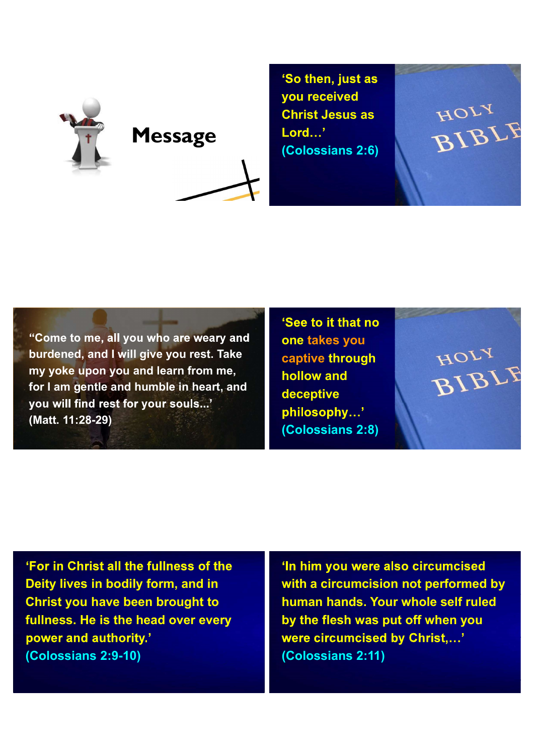# Message

'So then, just as you received Christ Jesus as Lord…'
(Colossians 2:6)

"Come to me, all you who are weary and burdened, and I will give you rest. Take my yoke upon you and learn from me, for I am gentle and humble in heart, and you will find rest for your souls...'
(Matt. 11:28-29)

'See to it that no one takes you captive through hollow and deceptive philosophy…'
(Colossians 2:8)

'For in Christ all the fullness of the Deity lives in bodily form, and in Christ you have been brought to fullness. He is the head over every power and authority.'
(Colossians 2:9-10)

'In him you were also circumcised with a circumcision not performed by human hands. Your whole self ruled by the flesh was put off when you were circumcised by Christ,…'
(Colossians 2:11)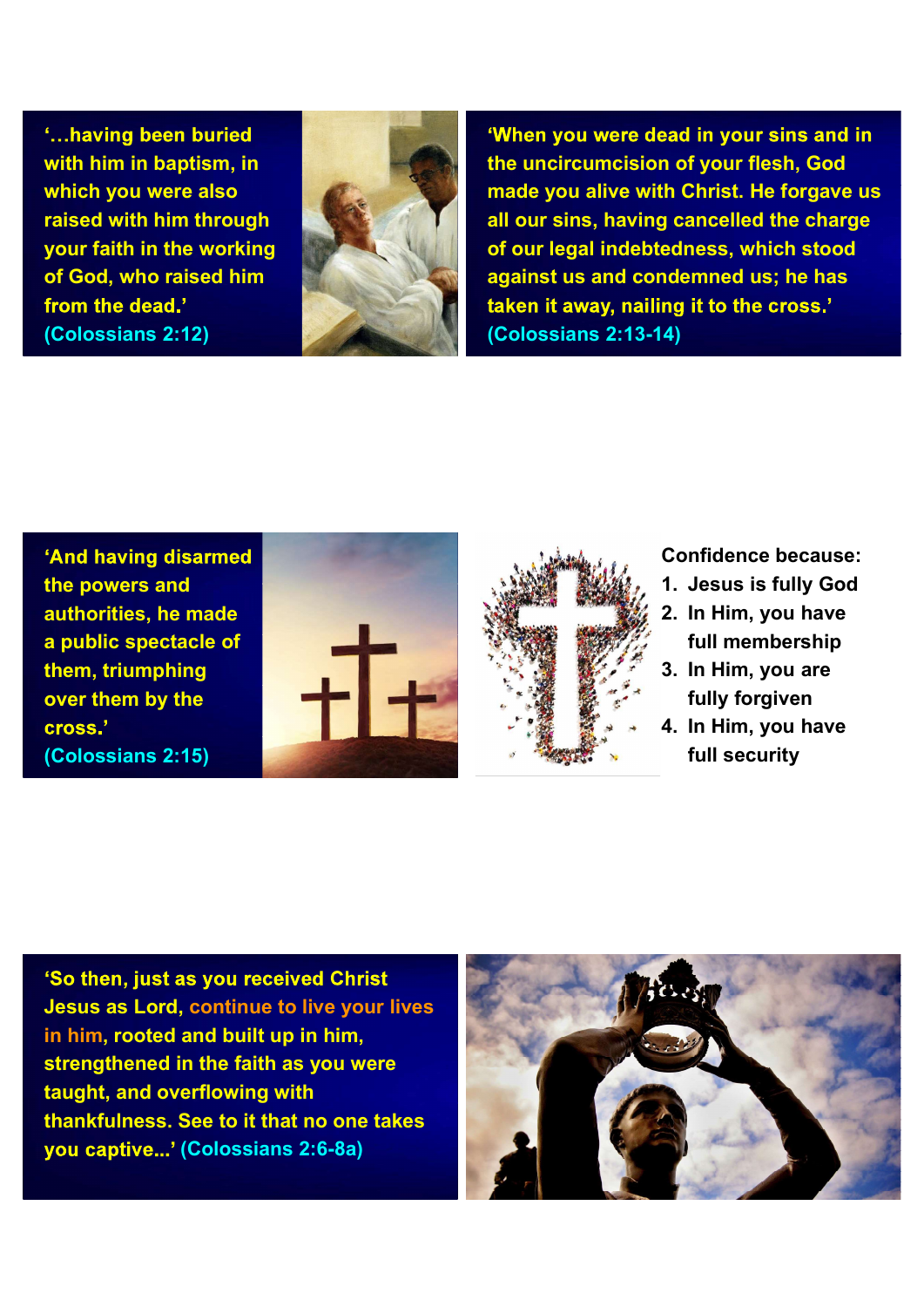'…having been buried with him in baptism, in which you were also raised with him through your faith in the working of God, who raised him from the dead.' (Colossians 2:12)

'When you were dead in your sins and in the uncircumcision of your flesh, God made you alive with Christ. He forgave us all our sins, having cancelled the charge of our legal indebtedness, which stood against us and condemned us; he has taken it away, nailing it to the cross.' (Colossians 2:13-14)

'And having disarmed the powers and authorities, he made a public spectacle of them, triumphing over them by the cross.' (Colossians 2:15)

Confidence because:

1. Jesus is fully God
2. In Him, you have full membership
3. In Him, you are fully forgiven
4. In Him, you have full security

'So then, just as you received Christ Jesus as Lord, continue to live your lives in him, rooted and built up in him, strengthened in the faith as you were taught, and overflowing with thankfulness. See to it that no one takes you captive…' (Colossians 2:6-8a)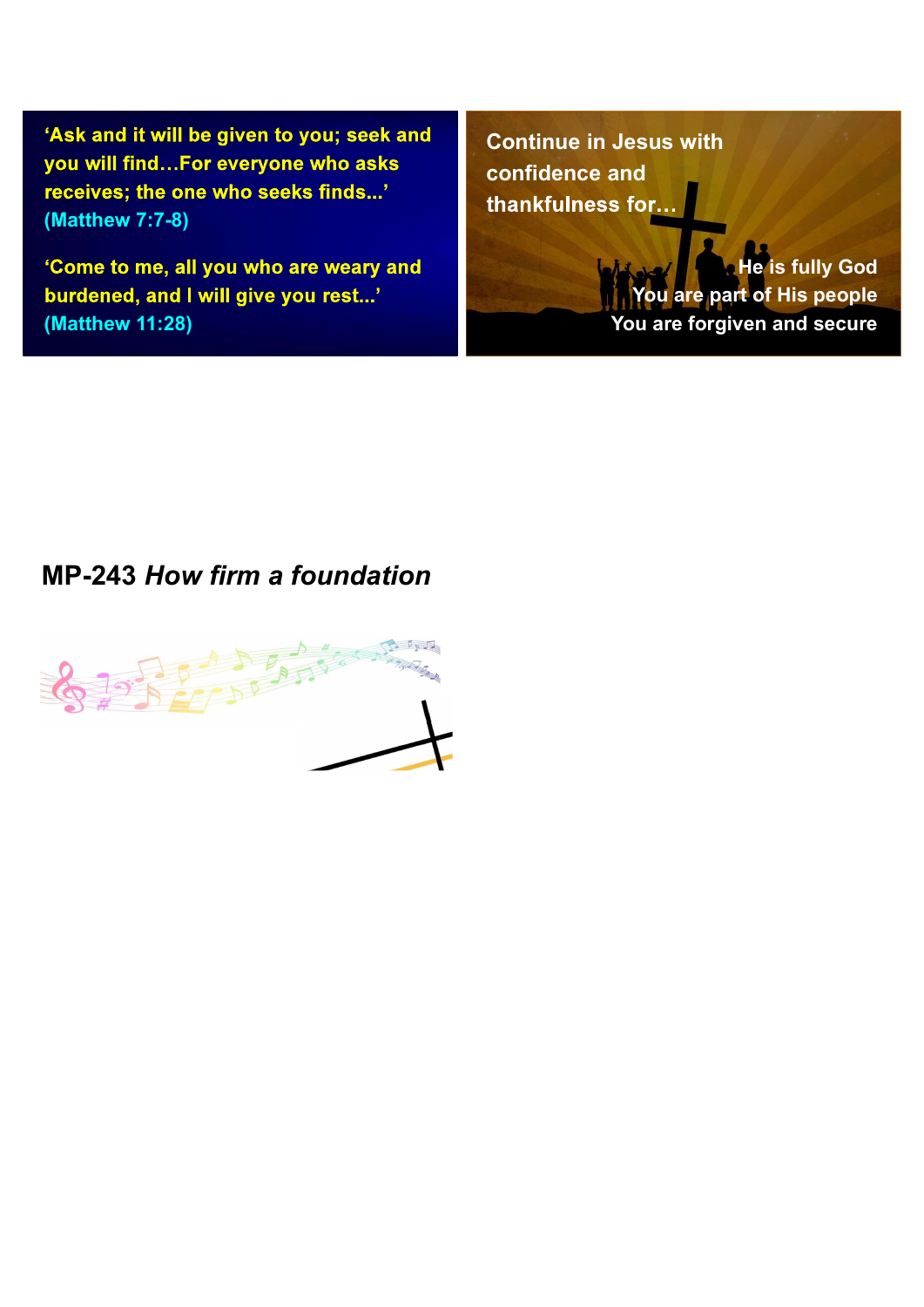'Ask and it will be given to you; seek and you will find…For everyone who asks receives; the one who seeks finds...'
(Matthew 7:7-8)

'Come to me, all you who are weary and burdened, and I will give you rest...'
(Matthew 11:28)

Continue in Jesus with confidence and thankfulness for…

He is fully God
You are part of His people
You are forgiven and secure

**MP-243** ***How firm a foundation***